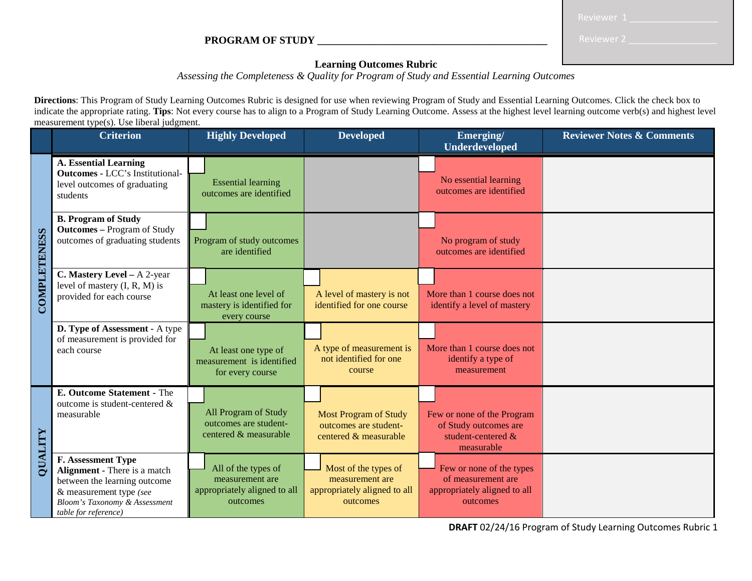Reviewer 1 ________________

Reviewer 2 ________________

**PROGRAM OF STUDY** ____________________________________________

**Learning Outcomes Rubric**

*Assessing the Completeness & Quality for Program of Study and Essential Learning Outcomes*

**Directions**: This Program of Study Learning Outcomes Rubric is designed for use when reviewing Program of Study and Essential Learning Outcomes. Click the check box to indicate the appropriate rating. **Tips**: Not every course has to align to a Program of Study Learning Outcome. Assess at the highest level learning outcome verb(s) and highest level measurement type(s). Use liberal judgment.

| | Criterion | Highly Developed | Developed | Emerging/ Underdeveloped | Reviewer Notes & Comments |
|---|---|---|---|---|---|
| COMPLETENESS | **A. Essential Learning Outcomes** - LCC's Institutional-level outcomes of graduating students | ☐ Essential learning outcomes are identified | | ☐ No essential learning outcomes are identified | |
| | **B. Program of Study Outcomes –** Program of Study outcomes of graduating students | ☐ Program of study outcomes are identified | | ☐ No program of study outcomes are identified | |
| | **C. Mastery Level –** A 2-year level of mastery (I, R, M) is provided for each course | ☐ At least one level of mastery is identified for every course | ☐ A level of mastery is not identified for one course | ☐ More than 1 course does not identify a level of mastery | |
| | **D. Type of Assessment** - A type of measurement is provided for each course | ☐ At least one type of measurement is identified for every course | ☐ A type of measurement is not identified for one course | ☐ More than 1 course does not identify a type of measurement | |
| QUALITY | **E. Outcome Statement** - The outcome is student-centered & measurable | ☐ All Program of Study outcomes are student-centered & measurable | ☐ Most Program of Study outcomes are student-centered & measurable | ☐ Few or none of the Program of Study outcomes are student-centered & measurable | |
| | **F. Assessment Type Alignment** - There is a match between the learning outcome & measurement type *(see Bloom's Taxonomy & Assessment table for reference)* | ☐ All of the types of measurement are appropriately aligned to all outcomes | ☐ Most of the types of measurement are appropriately aligned to all outcomes | ☐ Few or none of the types of measurement are appropriately aligned to all outcomes | |

**DRAFT** 02/24/16 Program of Study Learning Outcomes Rubric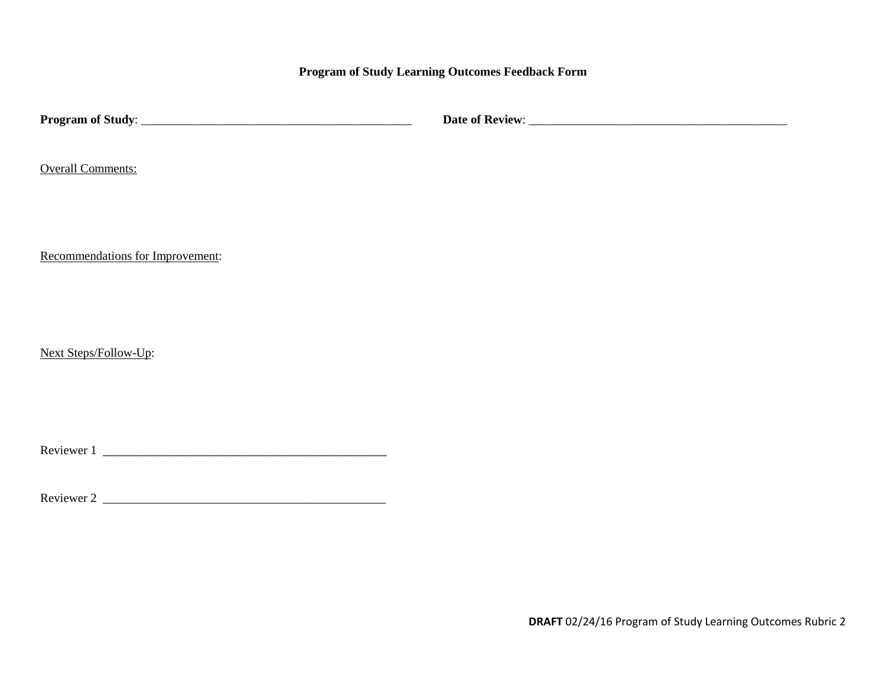# Program of Study Learning Outcomes Feedback Form

**Program of Study**: _____________________________________________ **Date of Review**: ___________________________________________

Overall Comments:

Recommendations for Improvement:

Next Steps/Follow-Up:

Reviewer 1 _______________________________________________

Reviewer 2 _______________________________________________

**DRAFT** 02/24/16 Program of Study Learning Outcomes Rubric 2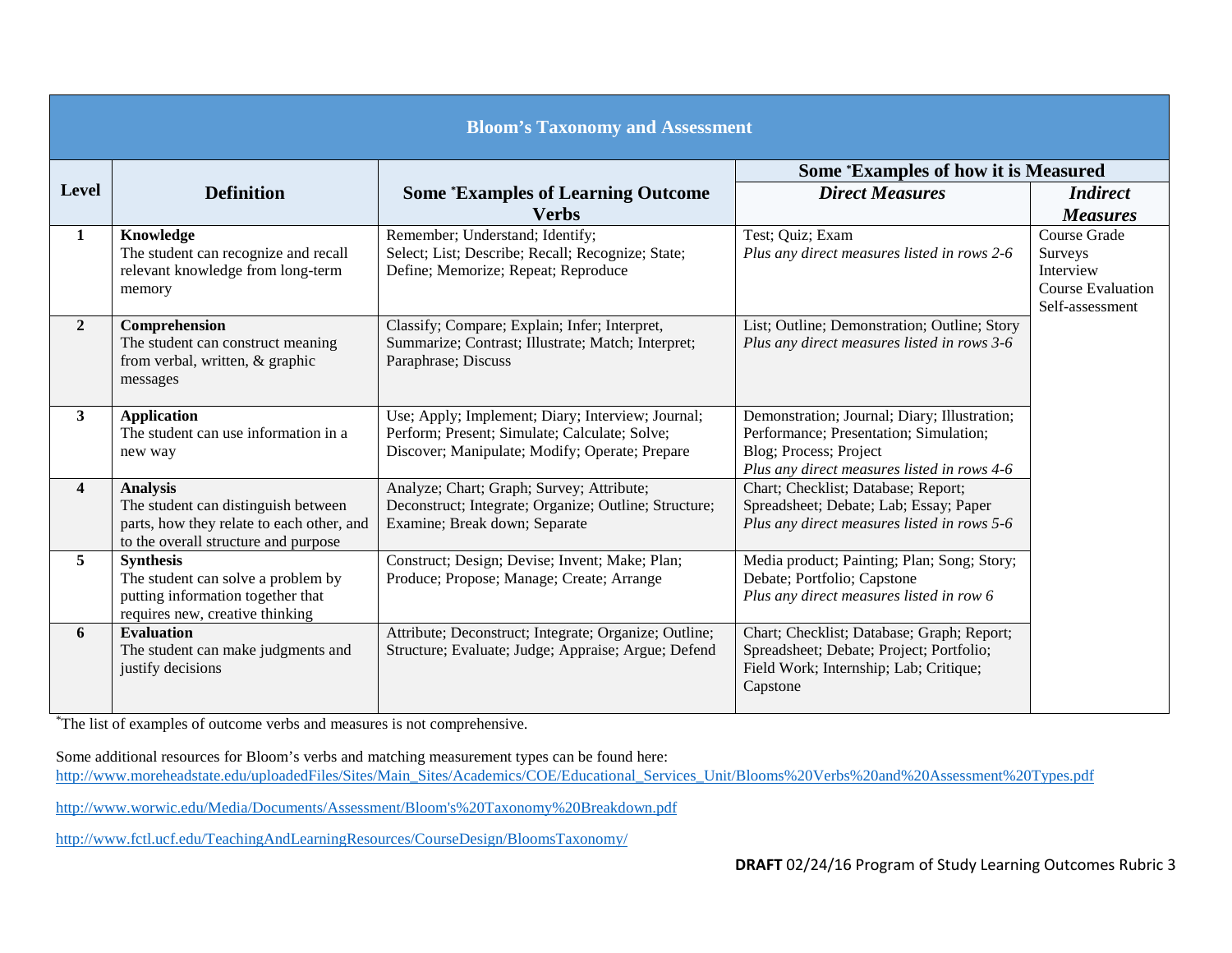| Bloom's Taxonomy and Assessment | | | | |
|---|---|---|---|---|
| **Level** | **Definition** | **Some *Examples of Learning Outcome Verbs** | **Some *Examples of how it is Measured** | |
| | | | ***Direct Measures*** | ***Indirect Measures*** |
| **1** | **Knowledge** The student can recognize and recall relevant knowledge from long-term memory | Remember; Understand; Identify; Select; List; Describe; Recall; Recognize; State; Define; Memorize; Repeat; Reproduce | Test; Quiz; Exam *Plus any direct measures listed in rows 2-6* | Course Grade Surveys Interview Course Evaluation Self-assessment |
| **2** | **Comprehension** The student can construct meaning from verbal, written, & graphic messages | Classify; Compare; Explain; Infer; Interpret, Summarize; Contrast; Illustrate; Match; Interpret; Paraphrase; Discuss | List; Outline; Demonstration; Outline; Story *Plus any direct measures listed in rows 3-6* | |
| **3** | **Application** The student can use information in a new way | Use; Apply; Implement; Diary; Interview; Journal; Perform; Present; Simulate; Calculate; Solve; Discover; Manipulate; Modify; Operate; Prepare | Demonstration; Journal; Diary; Illustration; Performance; Presentation; Simulation; Blog; Process; Project *Plus any direct measures listed in rows 4-6* | |
| **4** | **Analysis** The student can distinguish between parts, how they relate to each other, and to the overall structure and purpose | Analyze; Chart; Graph; Survey; Attribute; Deconstruct; Integrate; Organize; Outline; Structure; Examine; Break down; Separate | Chart; Checklist; Database; Report; Spreadsheet; Debate; Lab; Essay; Paper *Plus any direct measures listed in rows 5-6* | |
| **5** | **Synthesis** The student can solve a problem by putting information together that requires new, creative thinking | Construct; Design; Devise; Invent; Make; Plan; Produce; Propose; Manage; Create; Arrange | Media product; Painting; Plan; Song; Story; Debate; Portfolio; Capstone *Plus any direct measures listed in row 6* | |
| **6** | **Evaluation** The student can make judgments and justify decisions | Attribute; Deconstruct; Integrate; Organize; Outline; Structure; Evaluate; Judge; Appraise; Argue; Defend | Chart; Checklist; Database; Graph; Report; Spreadsheet; Debate; Project; Portfolio; Field Work; Internship; Lab; Critique; Capstone | |

*The list of examples of outcome verbs and measures is not comprehensive.

Some additional resources for Bloom's verbs and matching measurement types can be found here:
http://www.moreheadstate.edu/uploadedFiles/Sites/Main_Sites/Academics/COE/Educational_Services_Unit/Blooms%20Verbs%20and%20Assessment%20Types.pdf

http://www.worwic.edu/Media/Documents/Assessment/Bloom's%20Taxonomy%20Breakdown.pdf

http://www.fctl.ucf.edu/TeachingAndLearningResources/CourseDesign/BloomsTaxonomy/

**DRAFT** 02/24/16 Program of Study Learning Outcomes Rubric